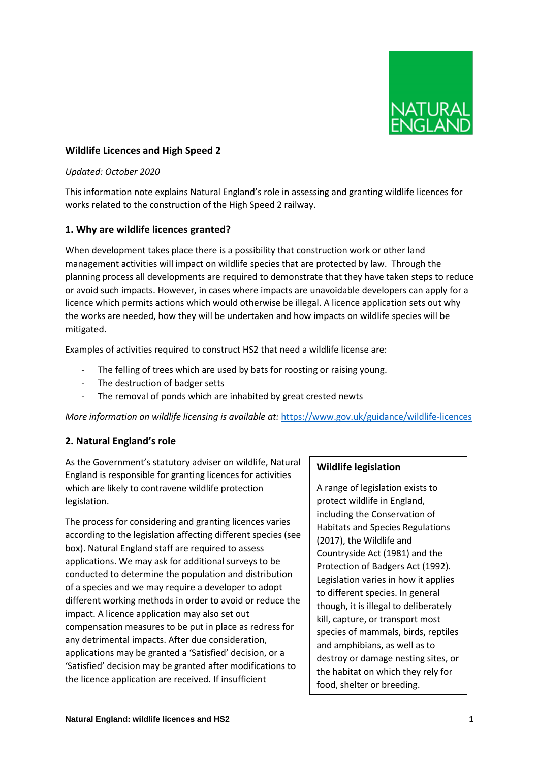NATURAL ENGLAND

# Wildlife Licences and High Speed 2

*Updated: October 2020*

This information note explains Natural England's role in assessing and granting wildlife licences for works related to the construction of the High Speed 2 railway.

## 1. Why are wildlife licences granted?

When development takes place there is a possibility that construction work or other land management activities will impact on wildlife species that are protected by law. Through the planning process all developments are required to demonstrate that they have taken steps to reduce or avoid such impacts. However, in cases where impacts are unavoidable developers can apply for a licence which permits actions which would otherwise be illegal. A licence application sets out why the works are needed, how they will be undertaken and how impacts on wildlife species will be mitigated.

Examples of activities required to construct HS2 that need a wildlife license are:

- The felling of trees which are used by bats for roosting or raising young.
- The destruction of badger setts
- The removal of ponds which are inhabited by great crested newts

*More information on wildlife licensing is available at:* https://www.gov.uk/guidance/wildlife-licences

## 2. Natural England's role

As the Government's statutory adviser on wildlife, Natural England is responsible for granting licences for activities which are likely to contravene wildlife protection legislation.

The process for considering and granting licences varies according to the legislation affecting different species (see box). Natural England staff are required to assess applications. We may ask for additional surveys to be conducted to determine the population and distribution of a species and we may require a developer to adopt different working methods in order to avoid or reduce the impact. A licence application may also set out compensation measures to be put in place as redress for any detrimental impacts. After due consideration, applications may be granted a 'Satisfied' decision, or a 'Satisfied' decision may be granted after modifications to the licence application are received. If insufficient

> **Wildlife legislation**
>
> A range of legislation exists to protect wildlife in England, including the Conservation of Habitats and Species Regulations (2017), the Wildlife and Countryside Act (1981) and the Protection of Badgers Act (1992). Legislation varies in how it applies to different species. In general though, it is illegal to deliberately kill, capture, or transport most species of mammals, birds, reptiles and amphibians, as well as to destroy or damage nesting sites, or the habitat on which they rely for food, shelter or breeding.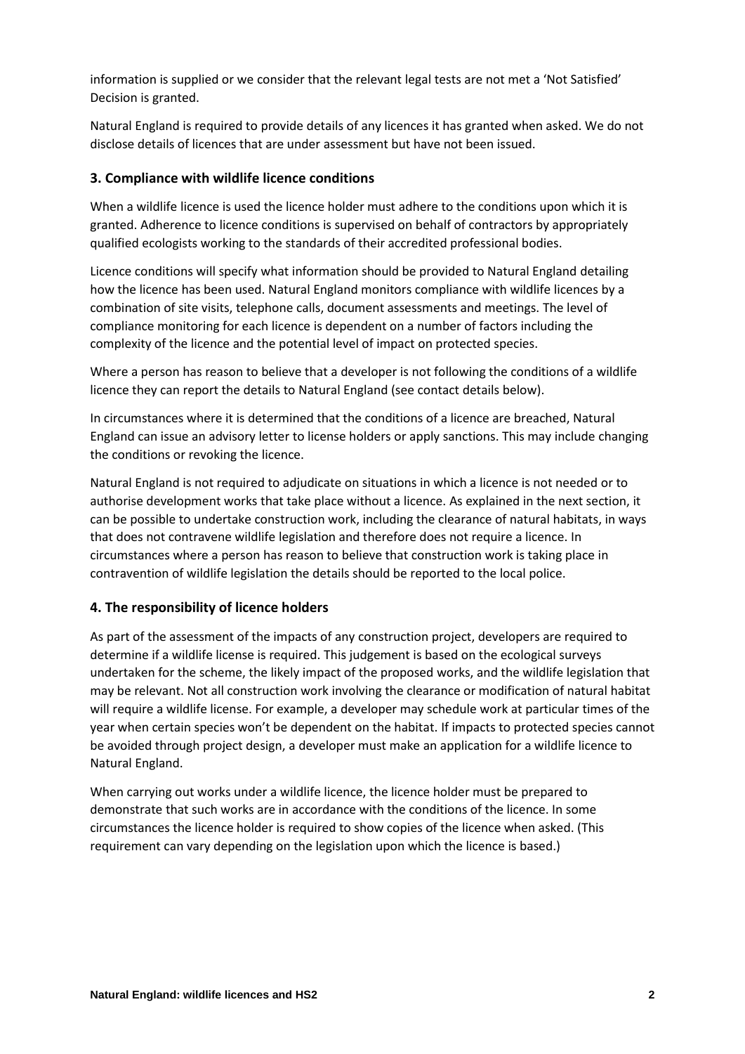information is supplied or we consider that the relevant legal tests are not met a 'Not Satisfied' Decision is granted.

Natural England is required to provide details of any licences it has granted when asked. We do not disclose details of licences that are under assessment but have not been issued.

## 3. Compliance with wildlife licence conditions

When a wildlife licence is used the licence holder must adhere to the conditions upon which it is granted. Adherence to licence conditions is supervised on behalf of contractors by appropriately qualified ecologists working to the standards of their accredited professional bodies.

Licence conditions will specify what information should be provided to Natural England detailing how the licence has been used. Natural England monitors compliance with wildlife licences by a combination of site visits, telephone calls, document assessments and meetings. The level of compliance monitoring for each licence is dependent on a number of factors including the complexity of the licence and the potential level of impact on protected species.

Where a person has reason to believe that a developer is not following the conditions of a wildlife licence they can report the details to Natural England (see contact details below).

In circumstances where it is determined that the conditions of a licence are breached, Natural England can issue an advisory letter to license holders or apply sanctions. This may include changing the conditions or revoking the licence.

Natural England is not required to adjudicate on situations in which a licence is not needed or to authorise development works that take place without a licence. As explained in the next section, it can be possible to undertake construction work, including the clearance of natural habitats, in ways that does not contravene wildlife legislation and therefore does not require a licence. In circumstances where a person has reason to believe that construction work is taking place in contravention of wildlife legislation the details should be reported to the local police.

## 4. The responsibility of licence holders

As part of the assessment of the impacts of any construction project, developers are required to determine if a wildlife license is required. This judgement is based on the ecological surveys undertaken for the scheme, the likely impact of the proposed works, and the wildlife legislation that may be relevant. Not all construction work involving the clearance or modification of natural habitat will require a wildlife license. For example, a developer may schedule work at particular times of the year when certain species won't be dependent on the habitat. If impacts to protected species cannot be avoided through project design, a developer must make an application for a wildlife licence to Natural England.

When carrying out works under a wildlife licence, the licence holder must be prepared to demonstrate that such works are in accordance with the conditions of the licence. In some circumstances the licence holder is required to show copies of the licence when asked. (This requirement can vary depending on the legislation upon which the licence is based.)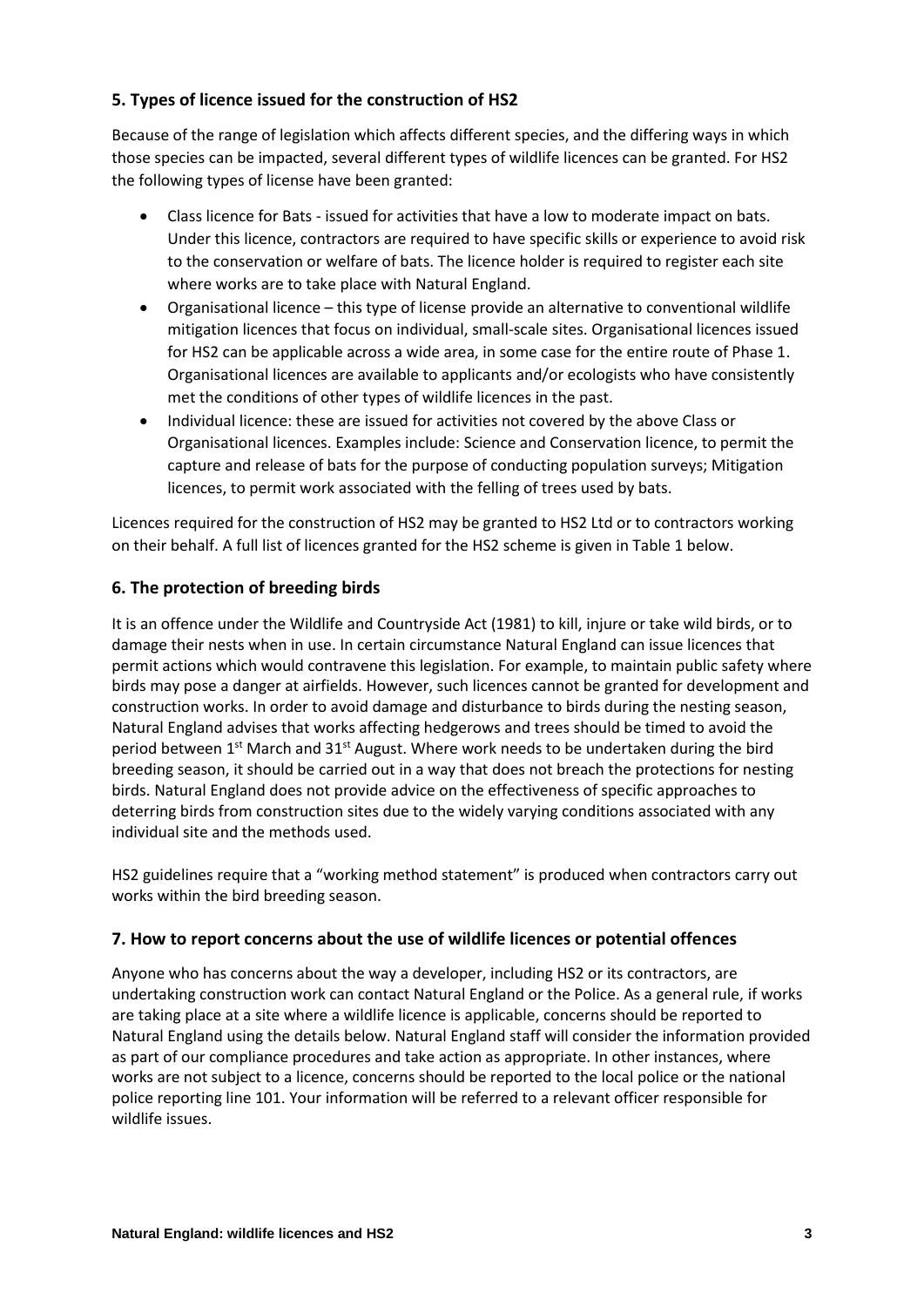## 5. Types of licence issued for the construction of HS2

Because of the range of legislation which affects different species, and the differing ways in which those species can be impacted, several different types of wildlife licences can be granted. For HS2 the following types of license have been granted:

- Class licence for Bats - issued for activities that have a low to moderate impact on bats. Under this licence, contractors are required to have specific skills or experience to avoid risk to the conservation or welfare of bats. The licence holder is required to register each site where works are to take place with Natural England.
- Organisational licence – this type of license provide an alternative to conventional wildlife mitigation licences that focus on individual, small-scale sites. Organisational licences issued for HS2 can be applicable across a wide area, in some case for the entire route of Phase 1. Organisational licences are available to applicants and/or ecologists who have consistently met the conditions of other types of wildlife licences in the past.
- Individual licence: these are issued for activities not covered by the above Class or Organisational licences. Examples include: Science and Conservation licence, to permit the capture and release of bats for the purpose of conducting population surveys; Mitigation licences, to permit work associated with the felling of trees used by bats.

Licences required for the construction of HS2 may be granted to HS2 Ltd or to contractors working on their behalf. A full list of licences granted for the HS2 scheme is given in Table 1 below.

## 6. The protection of breeding birds

It is an offence under the Wildlife and Countryside Act (1981) to kill, injure or take wild birds, or to damage their nests when in use. In certain circumstance Natural England can issue licences that permit actions which would contravene this legislation. For example, to maintain public safety where birds may pose a danger at airfields. However, such licences cannot be granted for development and construction works. In order to avoid damage and disturbance to birds during the nesting season, Natural England advises that works affecting hedgerows and trees should be timed to avoid the period between 1st March and 31st August. Where work needs to be undertaken during the bird breeding season, it should be carried out in a way that does not breach the protections for nesting birds. Natural England does not provide advice on the effectiveness of specific approaches to deterring birds from construction sites due to the widely varying conditions associated with any individual site and the methods used.

HS2 guidelines require that a "working method statement" is produced when contractors carry out works within the bird breeding season.

## 7. How to report concerns about the use of wildlife licences or potential offences

Anyone who has concerns about the way a developer, including HS2 or its contractors, are undertaking construction work can contact Natural England or the Police. As a general rule, if works are taking place at a site where a wildlife licence is applicable, concerns should be reported to Natural England using the details below. Natural England staff will consider the information provided as part of our compliance procedures and take action as appropriate. In other instances, where works are not subject to a licence, concerns should be reported to the local police or the national police reporting line 101. Your information will be referred to a relevant officer responsible for wildlife issues.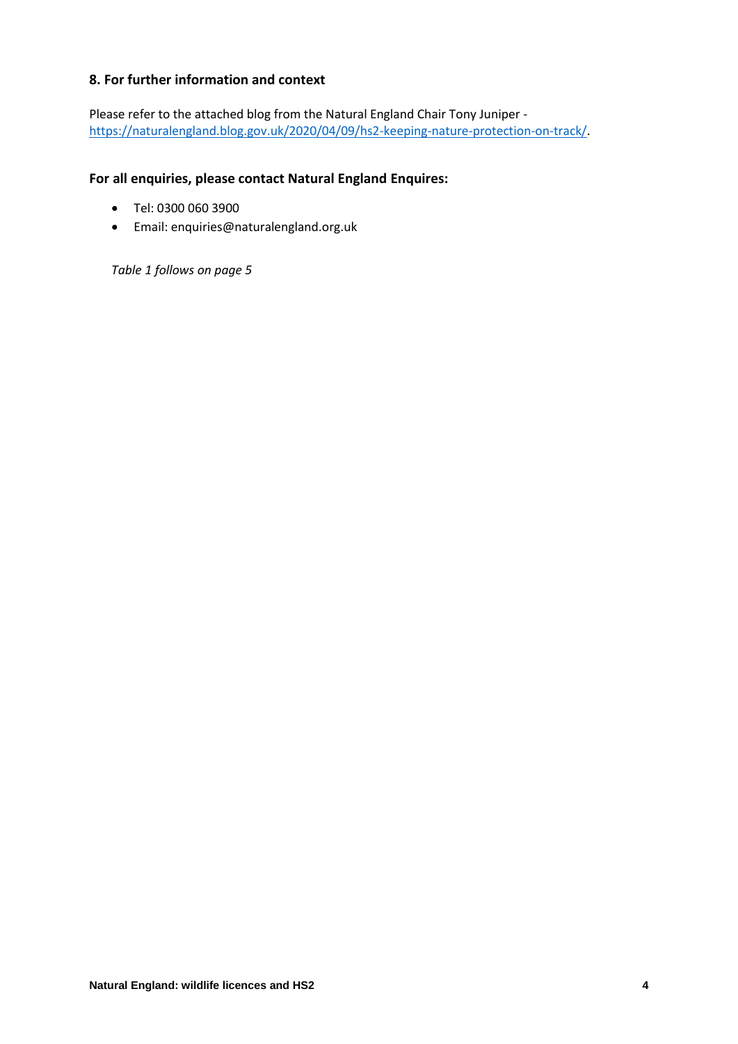## 8. For further information and context

Please refer to the attached blog from the Natural England Chair Tony Juniper - [https://naturalengland.blog.gov.uk/2020/04/09/hs2-keeping-nature-protection-on-track/](https://naturalengland.blog.gov.uk/2020/04/09/hs2-keeping-nature-protection-on-track/).

### For all enquiries, please contact Natural England Enquires:

- Tel: 0300 060 3900
- Email: enquiries@naturalengland.org.uk

*Table 1 follows on page 5*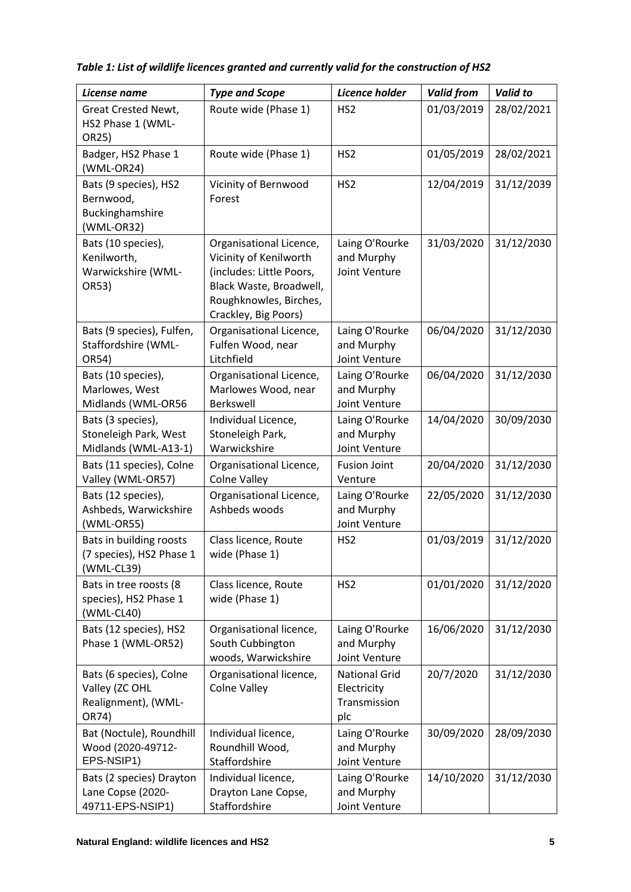*Table 1: List of wildlife licences granted and currently valid for the construction of HS2*

| *License name* | *Type and Scope* | *Licence holder* | *Valid from* | *Valid to* |
|---|---|---|---|---|
| Great Crested Newt, HS2 Phase 1 (WML-OR25) | Route wide (Phase 1) | HS2 | 01/03/2019 | 28/02/2021 |
| Badger, HS2 Phase 1 (WML-OR24) | Route wide (Phase 1) | HS2 | 01/05/2019 | 28/02/2021 |
| Bats (9 species), HS2 Bernwood, Buckinghamshire (WML-OR32) | Vicinity of Bernwood Forest | HS2 | 12/04/2019 | 31/12/2039 |
| Bats (10 species), Kenilworth, Warwickshire (WML-OR53) | Organisational Licence, Vicinity of Kenilworth (includes: Little Poors, Black Waste, Broadwell, Roughknowles, Birches, Crackley, Big Poors) | Laing O'Rourke and Murphy Joint Venture | 31/03/2020 | 31/12/2030 |
| Bats (9 species), Fulfen, Staffordshire (WML-OR54) | Organisational Licence, Fulfen Wood, near Litchfield | Laing O'Rourke and Murphy Joint Venture | 06/04/2020 | 31/12/2030 |
| Bats (10 species), Marlowes, West Midlands (WML-OR56 | Organisational Licence, Marlowes Wood, near Berkswell | Laing O'Rourke and Murphy Joint Venture | 06/04/2020 | 31/12/2030 |
| Bats (3 species), Stoneleigh Park, West Midlands (WML-A13-1) | Individual Licence, Stoneleigh Park, Warwickshire | Laing O'Rourke and Murphy Joint Venture | 14/04/2020 | 30/09/2030 |
| Bats (11 species), Colne Valley (WML-OR57) | Organisational Licence, Colne Valley | Fusion Joint Venture | 20/04/2020 | 31/12/2030 |
| Bats (12 species), Ashbeds, Warwickshire (WML-OR55) | Organisational Licence, Ashbeds woods | Laing O'Rourke and Murphy Joint Venture | 22/05/2020 | 31/12/2030 |
| Bats in building roosts (7 species), HS2 Phase 1 (WML-CL39) | Class licence, Route wide (Phase 1) | HS2 | 01/03/2019 | 31/12/2020 |
| Bats in tree roosts (8 species), HS2 Phase 1 (WML-CL40) | Class licence, Route wide (Phase 1) | HS2 | 01/01/2020 | 31/12/2020 |
| Bats (12 species), HS2 Phase 1 (WML-OR52) | Organisational licence, South Cubbington woods, Warwickshire | Laing O'Rourke and Murphy Joint Venture | 16/06/2020 | 31/12/2030 |
| Bats (6 species), Colne Valley (ZC OHL Realignment), (WML-OR74) | Organisational licence, Colne Valley | National Grid Electricity Transmission plc | 20/7/2020 | 31/12/2030 |
| Bat (Noctule), Roundhill Wood (2020-49712-EPS-NSIP1) | Individual licence, Roundhill Wood, Staffordshire | Laing O'Rourke and Murphy Joint Venture | 30/09/2020 | 28/09/2030 |
| Bats (2 species) Drayton Lane Copse (2020-49711-EPS-NSIP1) | Individual licence, Drayton Lane Copse, Staffordshire | Laing O'Rourke and Murphy Joint Venture | 14/10/2020 | 31/12/2030 |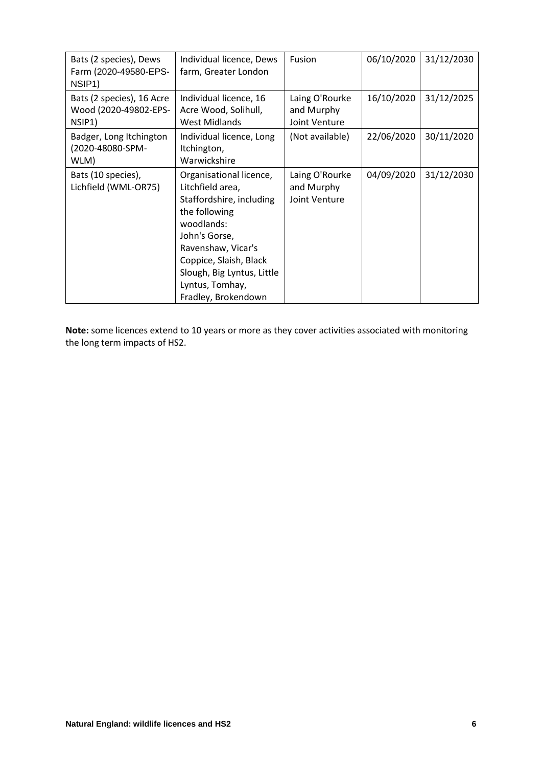| | | | | |
|---|---|---|---|---|
| Bats (2 species), Dews Farm (2020-49580-EPS-NSIP1) | Individual licence, Dews farm, Greater London | Fusion | 06/10/2020 | 31/12/2030 |
| Bats (2 species), 16 Acre Wood (2020-49802-EPS-NSIP1) | Individual licence, 16 Acre Wood, Solihull, West Midlands | Laing O'Rourke and Murphy Joint Venture | 16/10/2020 | 31/12/2025 |
| Badger, Long Itchington (2020-48080-SPM-WLM) | Individual licence, Long Itchington, Warwickshire | (Not available) | 22/06/2020 | 30/11/2020 |
| Bats (10 species), Lichfield (WML-OR75) | Organisational licence, Litchfield area, Staffordshire, including the following woodlands: John's Gorse, Ravenshaw, Vicar's Coppice, Slaish, Black Slough, Big Lyntus, Little Lyntus, Tomhay, Fradley, Brokendown | Laing O'Rourke and Murphy Joint Venture | 04/09/2020 | 31/12/2030 |

**Note:** some licences extend to 10 years or more as they cover activities associated with monitoring the long term impacts of HS2.